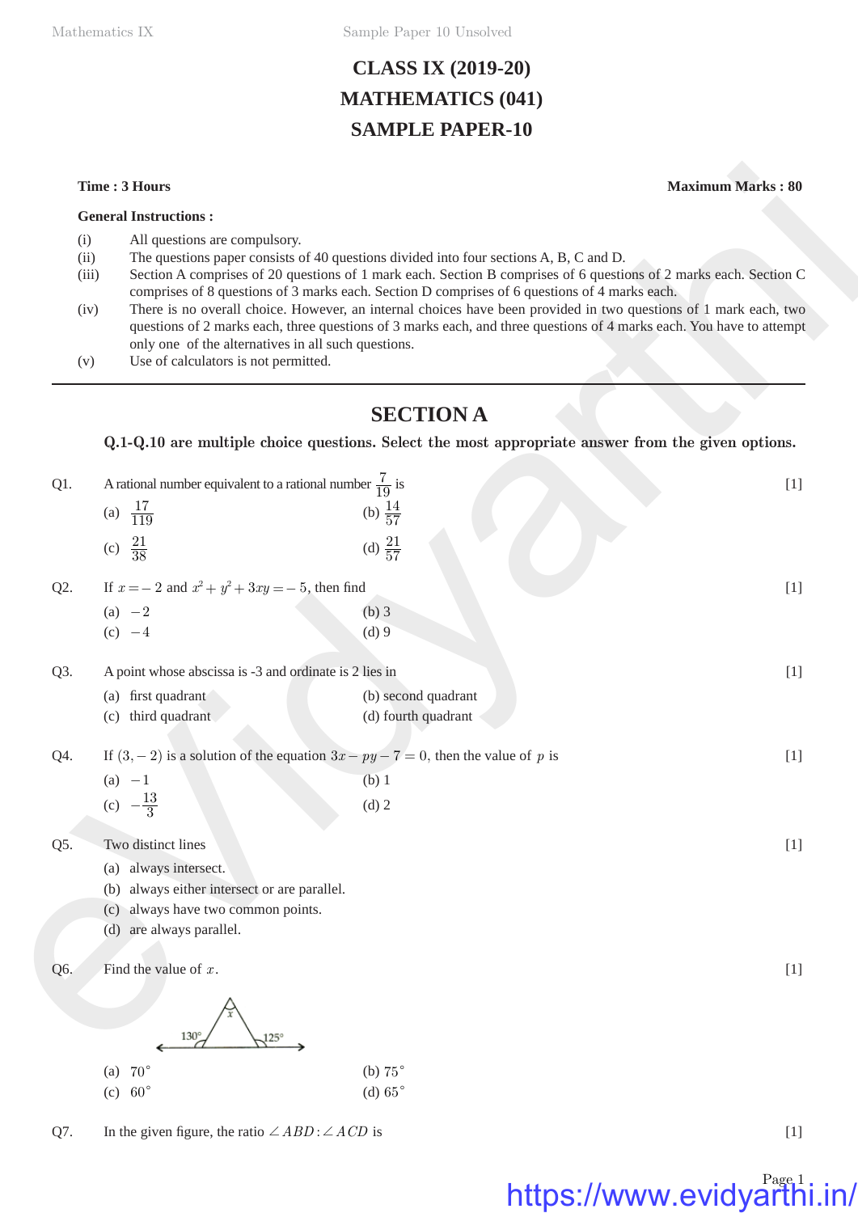# CLASS IX (2019-20)
# MATHEMATICS (041)
# SAMPLE PAPER-10

**Time : 3 Hours** **Maximum Marks : 80**

**General Instructions :**

(i) All questions are compulsory.

(ii) The questions paper consists of 40 questions divided into four sections A, B, C and D.

(iii) Section A comprises of 20 questions of 1 mark each. Section B comprises of 6 questions of 2 marks each. Section C comprises of 8 questions of 3 marks each. Section D comprises of 6 questions of 4 marks each.

(iv) There is no overall choice. However, an internal choices have been provided in two questions of 1 mark each, two questions of 2 marks each, three questions of 3 marks each, and three questions of 4 marks each. You have to attempt only one of the alternatives in all such questions.

(v) Use of calculators is not permitted.

---

## SECTION A

**Q.1-Q.10 are multiple choice questions. Select the most appropriate answer from the given options.**

Q1. A rational number equivalent to a rational number $\frac{7}{19}$ is [1]

(a) $\frac{17}{119}$ (b) $\frac{14}{57}$

(c) $\frac{21}{38}$ (d) $\frac{21}{57}$

Q2. If $x = -2$ and $x^2 + y^2 + 3xy = -5$, then find [1]

(a) $-2$ (b) 3

(c) $-4$ (d) 9

Q3. A point whose abscissa is -3 and ordinate is 2 lies in [1]

(a) first quadrant (b) second quadrant

(c) third quadrant (d) fourth quadrant

Q4. If $(3, -2)$ is a solution of the equation $3x - py - 7 = 0$, then the value of $p$ is [1]

(a) $-1$ (b) 1

(c) $-\frac{13}{3}$ (d) 2

Q5. Two distinct lines [1]

(a) always intersect.

(b) always either intersect or are parallel.

(c) always have two common points.

(d) are always parallel.

Q6. Find the value of $x$. [1]

130° 125° $x$

(a) $70^\circ$ (b) $75^\circ$

(c) $60^\circ$ (d) $65^\circ$

Q7. In the given figure, the ratio $\angle ABD : \angle ACD$ is [1]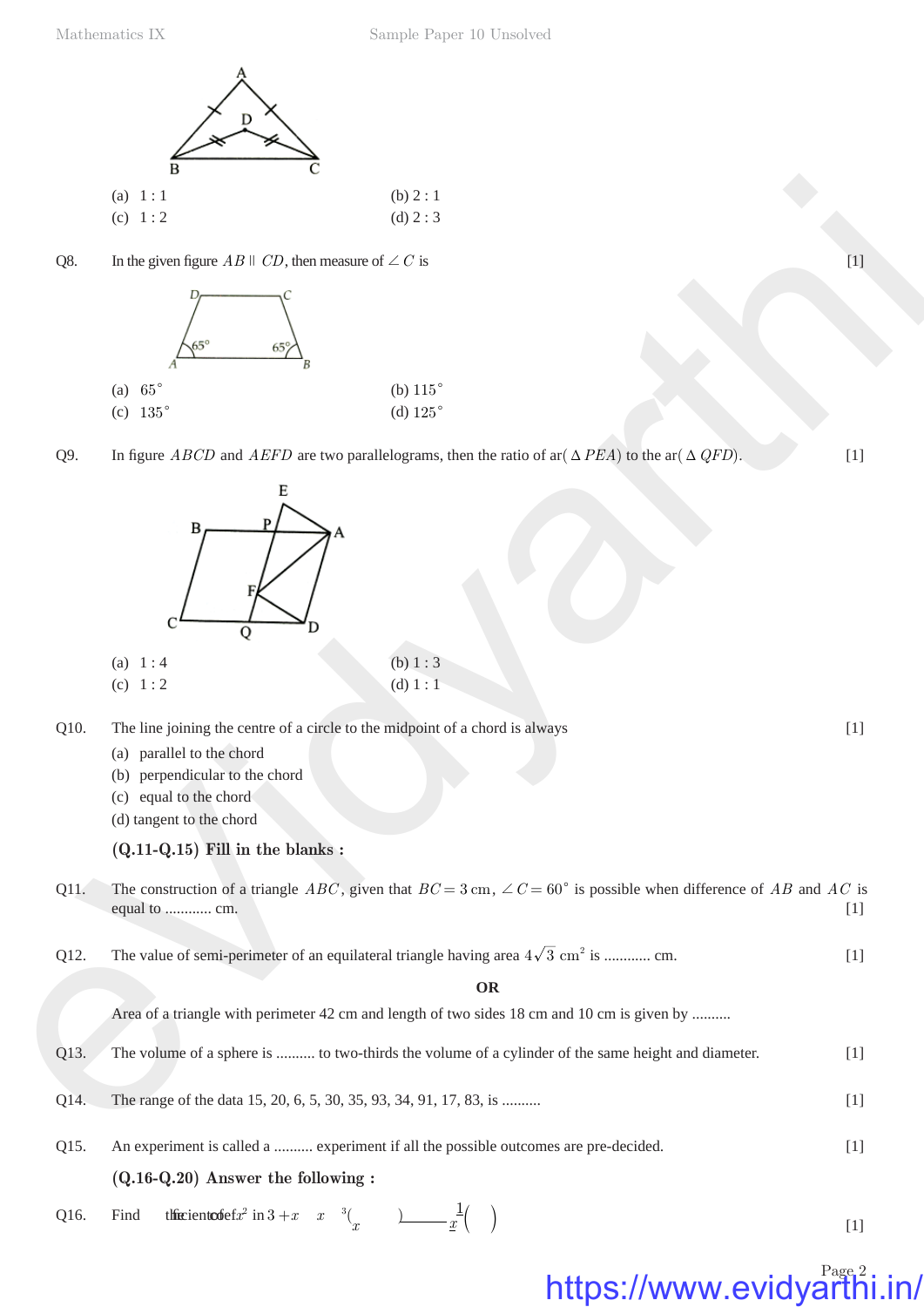(a) 1 : 1 (b) 2 : 1

(c) 1 : 2 (d) 2 : 3

Q8. In the given figure $AB \parallel CD$, then measure of $\angle C$ is [1]

(a) $65^\circ$ (b) $115^\circ$

(c) $135^\circ$ (d) $125^\circ$

Q9. In figure $ABCD$ and $AEFD$ are two parallelograms, then the ratio of ar($\Delta PEA$) to the ar($\Delta QFD$). [1]

(a) 1 : 4 (b) 1 : 3

(c) 1 : 2 (d) 1 : 1

Q10. The line joining the centre of a circle to the midpoint of a chord is always [1]

(a) parallel to the chord

(b) perpendicular to the chord

(c) equal to the chord

(d) tangent to the chord

**(Q.11-Q.15) Fill in the blanks :**

Q11. The construction of a triangle $ABC$, given that $BC = 3$ cm, $\angle C = 60^\circ$ is possible when difference of $AB$ and $AC$ is equal to ........... cm. [1]

Q12. The value of semi-perimeter of an equilateral triangle having area $4\sqrt{3}$ cm$^2$ is ........... cm. [1]

**OR**

Area of a triangle with perimeter 42 cm and length of two sides 18 cm and 10 cm is given by ..........

Q13. The volume of a sphere is .......... to two-thirds the volume of a cylinder of the same height and diameter. [1]

Q14. The range of the data 15, 20, 6, 5, 30, 35, 93, 34, 91, 17, 83, is .......... [1]

Q15. An experiment is called a .......... experiment if all the possible outcomes are pre-decided. [1]

**(Q.16-Q.20) Answer the following :**

Q16. Find the coefficient of $x^2$ in $3 + x$ $x$ $^3($ $)$ $\frac{1}{x}($ $)$ [1]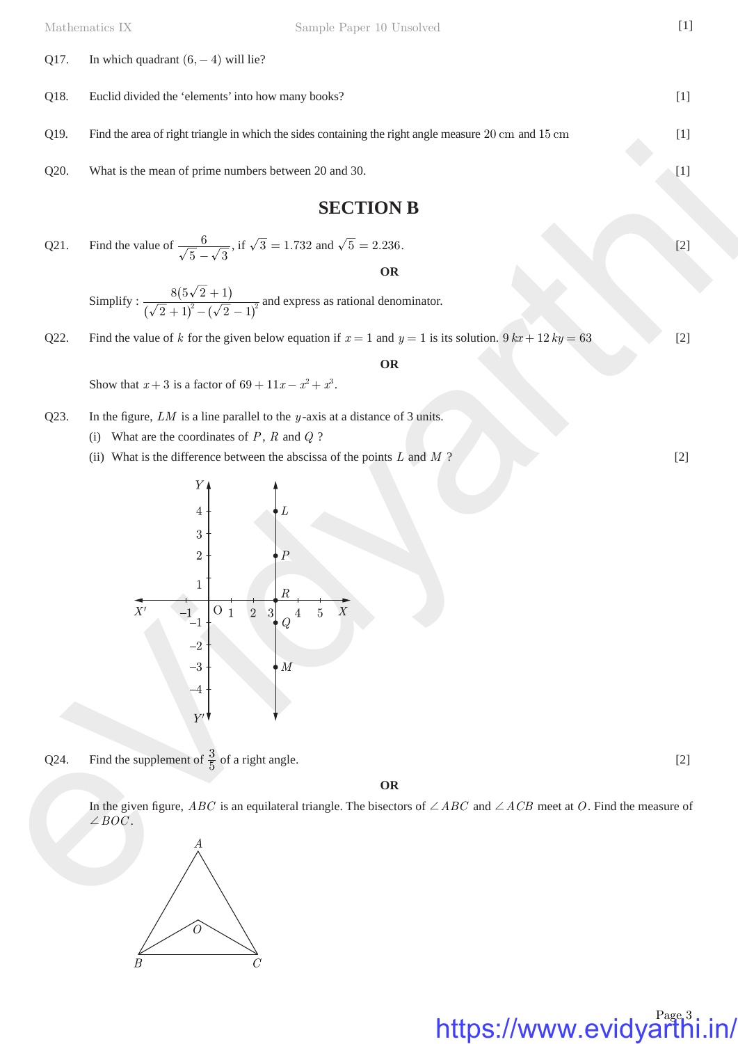Q17. In which quadrant $(6, -4)$ will lie? [1]

Q18. Euclid divided the 'elements' into how many books? [1]

Q19. Find the area of right triangle in which the sides containing the right angle measure 20 cm and 15 cm [1]

Q20. What is the mean of prime numbers between 20 and 30. [1]

## SECTION B

Q21. Find the value of $\frac{6}{\sqrt{5}-\sqrt{3}}$, if $\sqrt{3} = 1.732$ and $\sqrt{5} = 2.236$. [2]

**OR**

Simplify : $\frac{8(5\sqrt{2}+1)}{(\sqrt{2}+1)^2 - (\sqrt{2}-1)^2}$ and express as rational denominator.

Q22. Find the value of $k$ for the given below equation if $x = 1$ and $y = 1$ is its solution. $9kx + 12ky = 63$ [2]

**OR**

Show that $x + 3$ is a factor of $69 + 11x - x^2 + x^3$.

Q23. In the figure, $LM$ is a line parallel to the $y$-axis at a distance of 3 units.

(i) What are the coordinates of $P$, $R$ and $Q$ ?

(ii) What is the difference between the abscissa of the points $L$ and $M$ ? [2]

Q24. Find the supplement of $\frac{3}{5}$ of a right angle. [2]

**OR**

In the given figure, $ABC$ is an equilateral triangle. The bisectors of $\angle ABC$ and $\angle ACB$ meet at $O$. Find the measure of $\angle BOC$.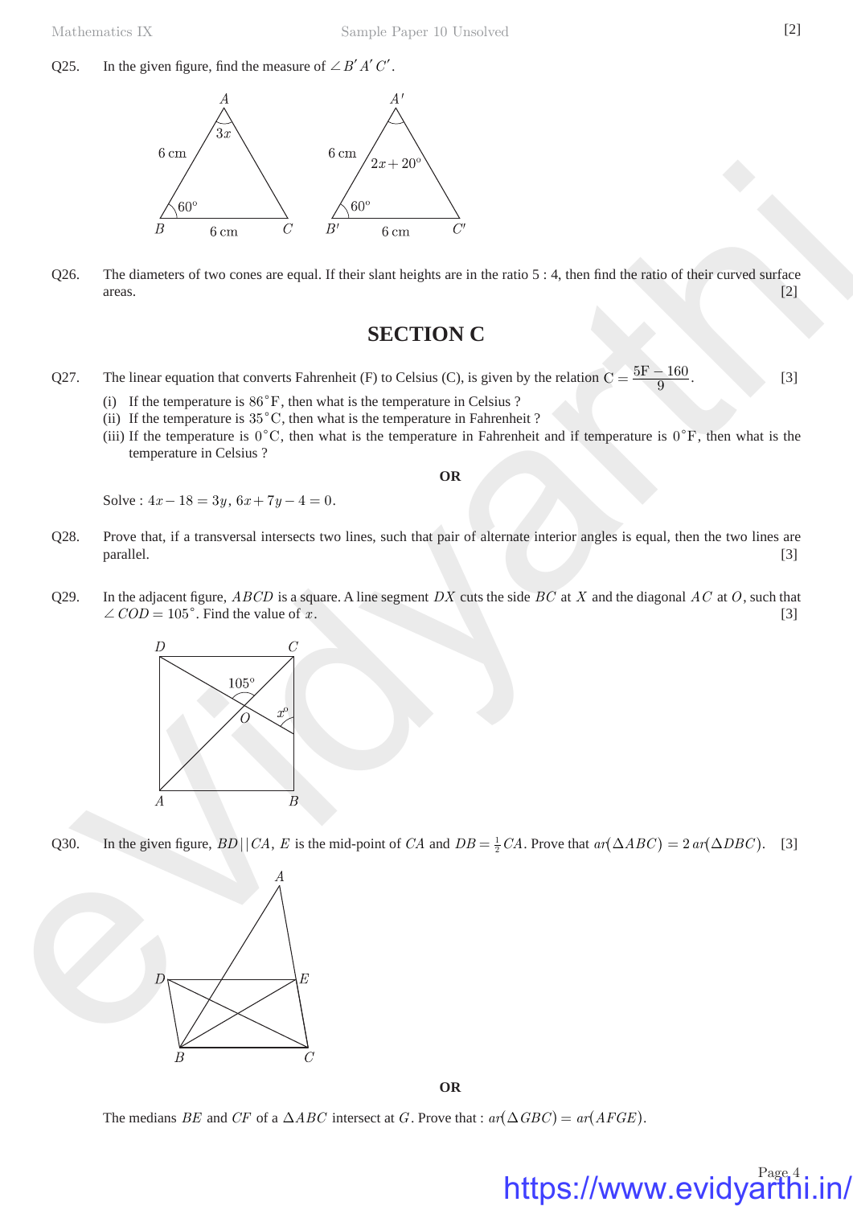Q25. In the given figure, find the measure of $\angle B'A'C'$.

Q26. The diameters of two cones are equal. If their slant heights are in the ratio 5 : 4, then find the ratio of their curved surface areas. [2]

## SECTION C

Q27. The linear equation that converts Fahrenheit (F) to Celsius (C), is given by the relation $C = \frac{5F - 160}{9}$. [3]

(i) If the temperature is $86^\circ F$, then what is the temperature in Celsius ?

(ii) If the temperature is $35^\circ C$, then what is the temperature in Fahrenheit ?

(iii) If the temperature is $0^\circ C$, then what is the temperature in Fahrenheit and if temperature is $0^\circ F$, then what is the temperature in Celsius ?

**OR**

Solve : $4x - 18 = 3y$, $6x + 7y - 4 = 0$.

Q28. Prove that, if a transversal intersects two lines, such that pair of alternate interior angles is equal, then the two lines are parallel. [3]

Q29. In the adjacent figure, $ABCD$ is a square. A line segment $DX$ cuts the side $BC$ at $X$ and the diagonal $AC$ at $O$, such that $\angle COD = 105^\circ$. Find the value of $x$. [3]

Q30. In the given figure, $BD || CA$, $E$ is the mid-point of $CA$ and $DB = \frac{1}{2}CA$. Prove that $ar(\Delta ABC) = 2\,ar(\Delta DBC)$. [3]

**OR**

The medians $BE$ and $CF$ of a $\Delta ABC$ intersect at $G$. Prove that : $ar(\Delta GBC) = ar(AFGE)$.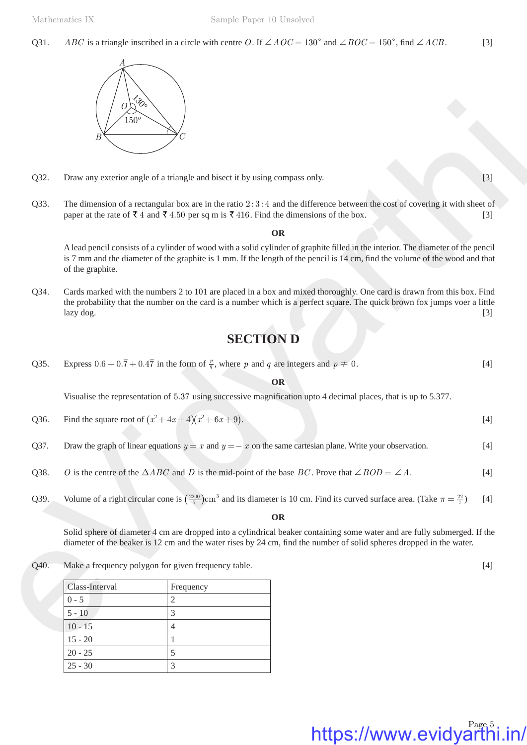Q31. $ABC$ is a triangle inscribed in a circle with centre $O$. If $\angle AOC = 130^\circ$ and $\angle BOC = 150^\circ$, find $\angle ACB$. [3]

A
O 130°
150°
B
C

Q32. Draw any exterior angle of a triangle and bisect it by using compass only. [3]

Q33. The dimension of a rectangular box are in the ratio $2:3:4$ and the difference between the cost of covering it with sheet of paper at the rate of ₹ 4 and ₹ 4.50 per sq m is ₹ 416. Find the dimensions of the box. [3]

**OR**

A lead pencil consists of a cylinder of wood with a solid cylinder of graphite filled in the interior. The diameter of the pencil is 7 mm and the diameter of the graphite is 1 mm. If the length of the pencil is 14 cm, find the volume of the wood and that of the graphite.

Q34. Cards marked with the numbers 2 to 101 are placed in a box and mixed thoroughly. One card is drawn from this box. Find the probability that the number on the card is a number which is a perfect square. The quick brown fox jumps voer a little lazy dog. [3]

## SECTION D

Q35. Express $0.6 + 0.\overline{7} + 0.4\overline{7}$ in the form of $\frac{p}{q}$, where $p$ and $q$ are integers and $p \neq 0$. [4]

**OR**

Visualise the representation of $5.3\overline{7}$ using successive magnification upto 4 decimal places, that is up to 5.377.

Q36. Find the square root of $(x^2 + 4x + 4)(x^2 + 6x + 9)$. [4]

Q37. Draw the graph of linear equations $y = x$ and $y = -x$ on the same cartesian plane. Write your observation. [4]

Q38. $O$ is the centre of the $\Delta ABC$ and $D$ is the mid-point of the base $BC$. Prove that $\angle BOD = \angle A$. [4]

Q39. Volume of a right circular cone is $\left(\frac{2200}{7}\right)\text{cm}^3$ and its diameter is 10 cm. Find its curved surface area. (Take $\pi = \frac{22}{7}$) [4]

**OR**

Solid sphere of diameter 4 cm are dropped into a cylindrical beaker containing some water and are fully submerged. If the diameter of the beaker is 12 cm and the water rises by 24 cm, find the number of solid spheres dropped in the water.

Q40. Make a frequency polygon for given frequency table. [4]

| Class-Interval | Frequency |
|---|---|
| 0 - 5 | 2 |
| 5 - 10 | 3 |
| 10 - 15 | 4 |
| 15 - 20 | 1 |
| 20 - 25 | 5 |
| 25 - 30 | 3 |